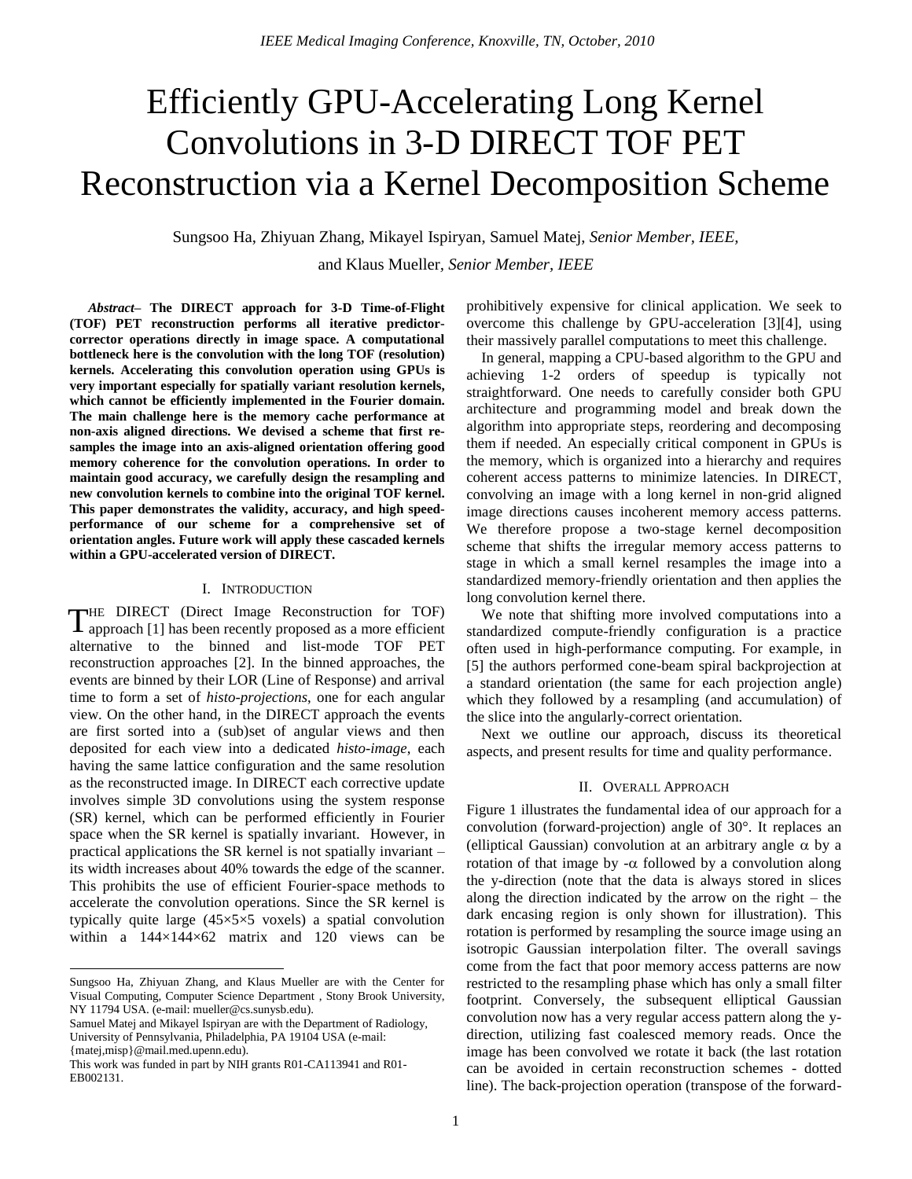# Efficiently GPU-Accelerating Long Kernel Convolutions in 3-D DIRECT TOF PET Reconstruction via a Kernel Decomposition Scheme

Sungsoo Ha, Zhiyuan Zhang, Mikayel Ispiryan, Samuel Matej, *Senior Member, IEEE*, and Klaus Mueller, *Senior Member, IEEE*

***Abstract*– The DIRECT approach for 3-D Time-of-Flight (TOF) PET reconstruction performs all iterative predictor-corrector operations directly in image space. A computational bottleneck here is the convolution with the long TOF (resolution) kernels. Accelerating this convolution operation using GPUs is very important especially for spatially variant resolution kernels, which cannot be efficiently implemented in the Fourier domain. The main challenge here is the memory cache performance at non-axis aligned directions. We devised a scheme that first re-samples the image into an axis-aligned orientation offering good memory coherence for the convolution operations. In order to maintain good accuracy, we carefully design the resampling and new convolution kernels to combine into the original TOF kernel. This paper demonstrates the validity, accuracy, and high speed-performance of our scheme for a comprehensive set of orientation angles. Future work will apply these cascaded kernels within a GPU-accelerated version of DIRECT.**

## I. Introduction

The DIRECT (Direct Image Reconstruction for TOF) approach [1] has been recently proposed as a more efficient alternative to the binned and list-mode TOF PET reconstruction approaches [2]. In the binned approaches, the events are binned by their LOR (Line of Response) and arrival time to form a set of *histo-projections*, one for each angular view. On the other hand, in the DIRECT approach the events are first sorted into a (sub)set of angular views and then deposited for each view into a dedicated *histo-image*, each having the same lattice configuration and the same resolution as the reconstructed image. In DIRECT each corrective update involves simple 3D convolutions using the system response (SR) kernel, which can be performed efficiently in Fourier space when the SR kernel is spatially invariant. However, in practical applications the SR kernel is not spatially invariant – its width increases about 40% towards the edge of the scanner. This prohibits the use of efficient Fourier-space methods to accelerate the convolution operations. Since the SR kernel is typically quite large (45×5×5 voxels) a spatial convolution within a 144×144×62 matrix and 120 views can be prohibitively expensive for clinical application. We seek to overcome this challenge by GPU-acceleration [3][4], using their massively parallel computations to meet this challenge.

In general, mapping a CPU-based algorithm to the GPU and achieving 1-2 orders of speedup is typically not straightforward. One needs to carefully consider both GPU architecture and programming model and break down the algorithm into appropriate steps, reordering and decomposing them if needed. An especially critical component in GPUs is the memory, which is organized into a hierarchy and requires coherent access patterns to minimize latencies. In DIRECT, convolving an image with a long kernel in non-grid aligned image directions causes incoherent memory access patterns. We therefore propose a two-stage kernel decomposition scheme that shifts the irregular memory access patterns to stage in which a small kernel resamples the image into a standardized memory-friendly orientation and then applies the long convolution kernel there.

We note that shifting more involved computations into a standardized compute-friendly configuration is a practice often used in high-performance computing. For example, in [5] the authors performed cone-beam spiral backprojection at a standard orientation (the same for each projection angle) which they followed by a resampling (and accumulation) of the slice into the angularly-correct orientation.

Next we outline our approach, discuss its theoretical aspects, and present results for time and quality performance.

## II. Overall Approach

Figure 1 illustrates the fundamental idea of our approach for a convolution (forward-projection) angle of 30°. It replaces an (elliptical Gaussian) convolution at an arbitrary angle $\alpha$ by a rotation of that image by $-\alpha$ followed by a convolution along the y-direction (note that the data is always stored in slices along the direction indicated by the arrow on the right – the dark encasing region is only shown for illustration). This rotation is performed by resampling the source image using an isotropic Gaussian interpolation filter. The overall savings come from the fact that poor memory access patterns are now restricted to the resampling phase which has only a small filter footprint. Conversely, the subsequent elliptical Gaussian convolution now has a very regular access pattern along the y-direction, utilizing fast coalesced memory reads. Once the image has been convolved we rotate it back (the last rotation can be avoided in certain reconstruction schemes - dotted line). The back-projection operation (transpose of the forward-

---

Sungsoo Ha, Zhiyuan Zhang, and Klaus Mueller are with the Center for Visual Computing, Computer Science Department , Stony Brook University, NY 11794 USA. (e-mail: mueller@cs.sunysb.edu).

Samuel Matej and Mikayel Ispiryan are with the Department of Radiology, University of Pennsylvania, Philadelphia, PA 19104 USA (e-mail: {matej,misp}@mail.med.upenn.edu).

This work was funded in part by NIH grants R01-CA113941 and R01-EB002131.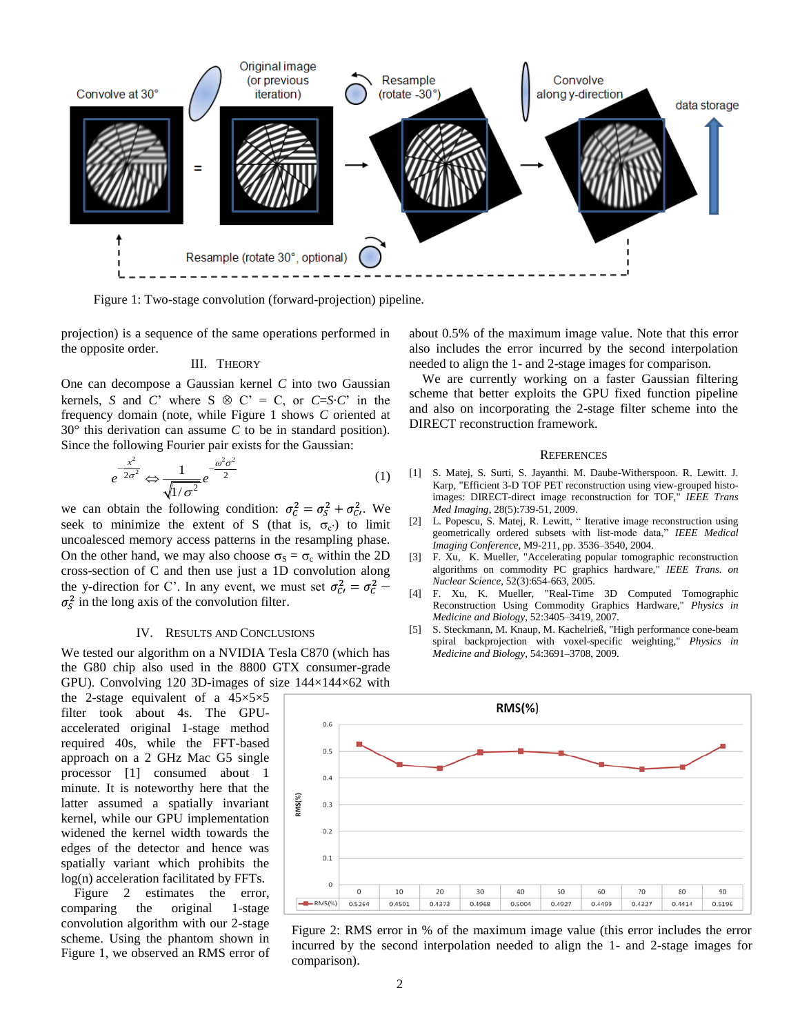Convolve at 30°

Original image (or previous iteration)

Resample (rotate -30°)

Convolve along y-direction

data storage

Resample (rotate 30°, optional)

Figure 1: Two-stage convolution (forward-projection) pipeline.

projection) is a sequence of the same operations performed in the opposite order.

## III. Theory

One can decompose a Gaussian kernel *C* into two Gaussian kernels, *S* and *C*' where S ⊗ C' = C, or *C*=*S*·*C*' in the frequency domain (note, while Figure 1 shows *C* oriented at 30° this derivation can assume *C* to be in standard position). Since the following Fourier pair exists for the Gaussian:

$$e^{-\frac{x^2}{2\sigma^2}} \Leftrightarrow \frac{1}{\sqrt{1/\sigma^2}} e^{-\frac{\omega^2\sigma^2}{2}} \quad (1)$$

we can obtain the following condition: $\sigma_C^2 = \sigma_S^2 + \sigma_{C'}^2$. We seek to minimize the extent of S (that is, $\sigma_{c'}$) to limit uncoalesced memory access patterns in the resampling phase. On the other hand, we may also choose $\sigma_S = \sigma_c$ within the 2D cross-section of C and then use just a 1D convolution along the y-direction for C'. In any event, we must set $\sigma_{C'}^2 = \sigma_C^2 - \sigma_S^2$ in the long axis of the convolution filter.

## IV. Results and Conclusions

We tested our algorithm on a NVIDIA Tesla C870 (which has the G80 chip also used in the 8800 GTX consumer-grade GPU). Convolving 120 3D-images of size 144×144×62 with the 2-stage equivalent of a 45×5×5 filter took about 4s. The GPU-accelerated original 1-stage method required 40s, while the FFT-based approach on a 2 GHz Mac G5 single processor [1] consumed about 1 minute. It is noteworthy here that the latter assumed a spatially invariant kernel, while our GPU implementation widened the kernel width towards the edges of the detector and hence was spatially variant which prohibits the log(n) acceleration facilitated by FFTs.

Figure 2 estimates the error, comparing the original 1-stage convolution algorithm with our 2-stage scheme. Using the phantom shown in Figure 1, we observed an RMS error of about 0.5% of the maximum image value. Note that this error also includes the error incurred by the second interpolation needed to align the 1- and 2-stage images for comparison.

We are currently working on a faster Gaussian filtering scheme that better exploits the GPU fixed function pipeline and also on incorporating the 2-stage filter scheme into the DIRECT reconstruction framework.

RMS(%)

RMS(%)

0.6
0.5
0.4
0.3
0.2
0.1
0

0 10 20 30 40 50 60 70 80 90

RMS(%) 0.5264 0.4501 0.4373 0.4968 0.5004 0.4927 0.4499 0.4327 0.4414 0.5196

Figure 2: RMS error in % of the maximum image value (this error includes the error incurred by the second interpolation needed to align the 1- and 2-stage images for comparison).

## References

[1] S. Matej, S. Surti, S. Jayanthi. M. Daube-Witherspoon. R. Lewitt. J. Karp, "Efficient 3-D TOF PET reconstruction using view-grouped histo-images: DIRECT-direct image reconstruction for TOF," *IEEE Trans Med Imaging*, 28(5):739-51, 2009.

[2] L. Popescu, S. Matej, R. Lewitt, " Iterative image reconstruction using geometrically ordered subsets with list-mode data," *IEEE Medical Imaging Conference*, M9-211, pp. 3536–3540, 2004.

[3] F. Xu, K. Mueller, "Accelerating popular tomographic reconstruction algorithms on commodity PC graphics hardware," *IEEE Trans. on Nuclear Science*, 52(3):654-663, 2005.

[4] F. Xu, K. Mueller, "Real-Time 3D Computed Tomographic Reconstruction Using Commodity Graphics Hardware," *Physics in Medicine and Biology*, 52:3405–3419, 2007.

[5] S. Steckmann, M. Knaup, M. Kachelrieß, "High performance cone-beam spiral backprojection with voxel-specific weighting," *Physics in Medicine and Biology*, 54:3691–3708, 2009.